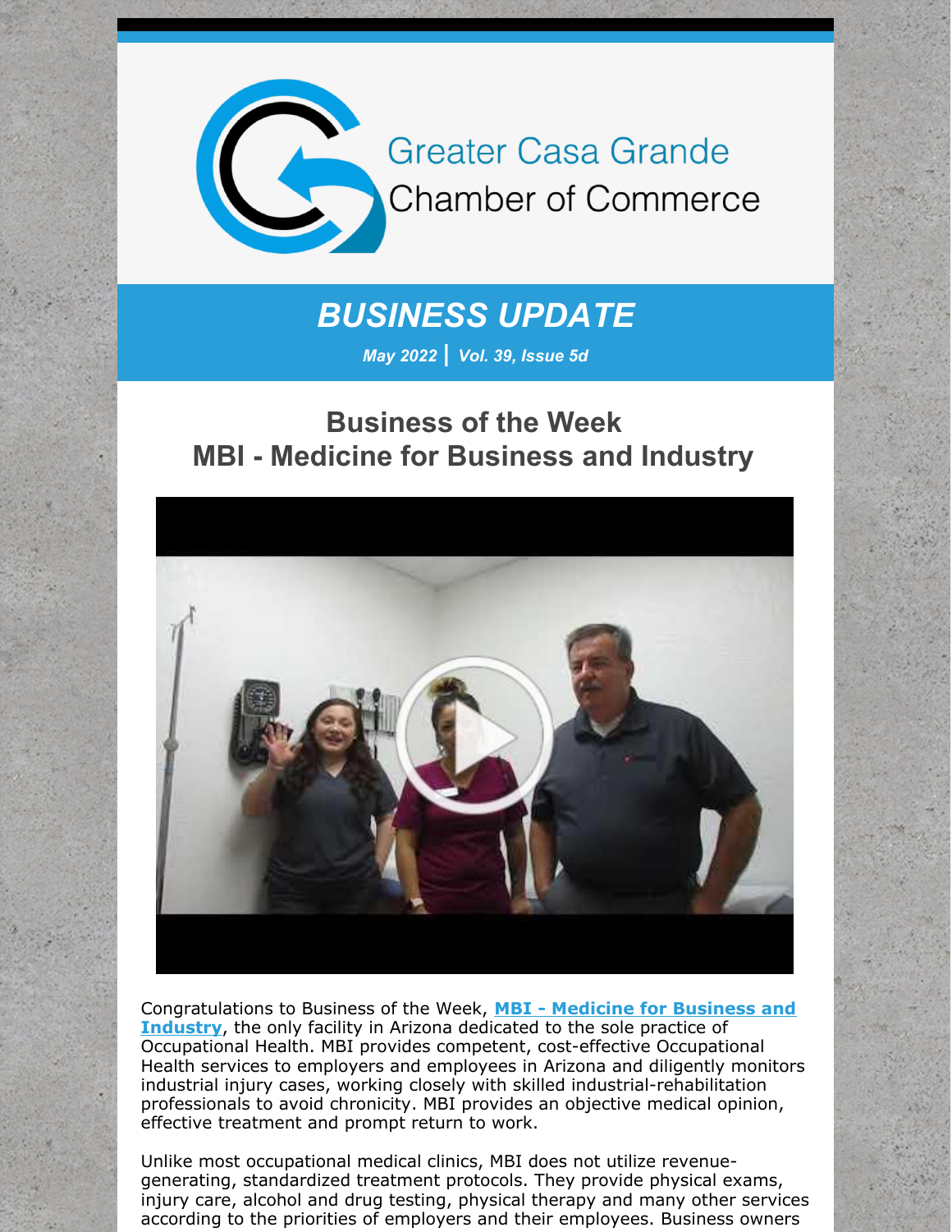Greater Casa Grande Chamber of Commerce

# BUSINESS UPDATE

*May 2022 | Vol. 39, Issue 5d*

## Business of the Week
## MBI - Medicine for Business and Industry

Congratulations to Business of the Week, **MBI - Medicine for Business and Industry**, the only facility in Arizona dedicated to the sole practice of Occupational Health. MBI provides competent, cost-effective Occupational Health services to employers and employees in Arizona and diligently monitors industrial injury cases, working closely with skilled industrial-rehabilitation professionals to avoid chronicity. MBI provides an objective medical opinion, effective treatment and prompt return to work.

Unlike most occupational medical clinics, MBI does not utilize revenue-generating, standardized treatment protocols. They provide physical exams, injury care, alcohol and drug testing, physical therapy and many other services according to the priorities of employers and their employees. Business owners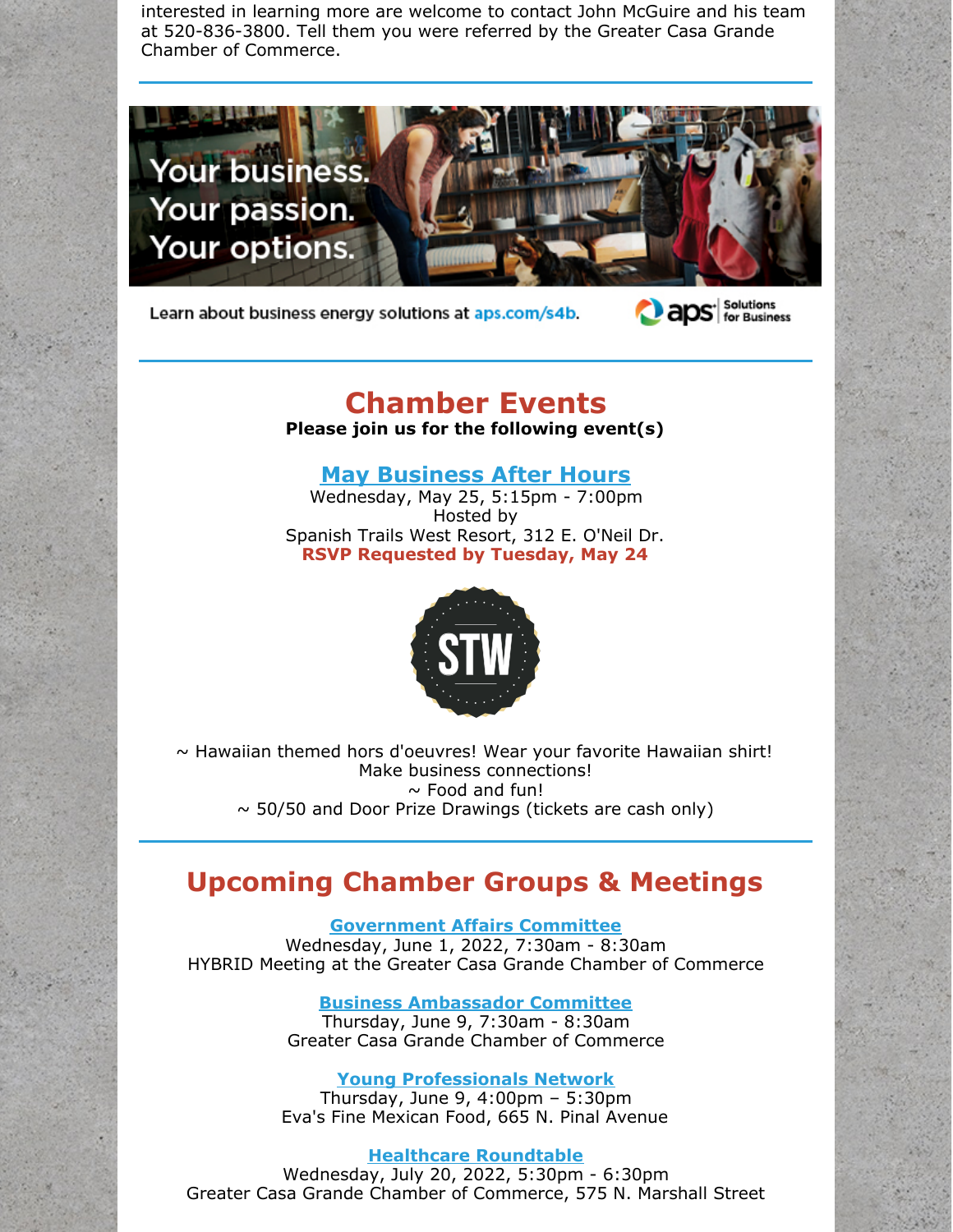interested in learning more are welcome to contact John McGuire and his team at 520-836-3800. Tell them you were referred by the Greater Casa Grande Chamber of Commerce.

---

Your business.
Your passion.
Your options.

Learn about business energy solutions at aps.com/s4b.

aps Solutions for Business

---

# Chamber Events

**Please join us for the following event(s)**

## May Business After Hours

Wednesday, May 25, 5:15pm - 7:00pm
Hosted by
Spanish Trails West Resort, 312 E. O'Neil Dr.
**RSVP Requested by Tuesday, May 24**

STW

~ Hawaiian themed hors d'oeuvres! Wear your favorite Hawaiian shirt!
Make business connections!
~ Food and fun!
~ 50/50 and Door Prize Drawings (tickets are cash only)

---

# Upcoming Chamber Groups & Meetings

**Government Affairs Committee**
Wednesday, June 1, 2022, 7:30am - 8:30am
HYBRID Meeting at the Greater Casa Grande Chamber of Commerce

**Business Ambassador Committee**
Thursday, June 9, 7:30am - 8:30am
Greater Casa Grande Chamber of Commerce

**Young Professionals Network**
Thursday, June 9, 4:00pm – 5:30pm
Eva's Fine Mexican Food, 665 N. Pinal Avenue

**Healthcare Roundtable**
Wednesday, July 20, 2022, 5:30pm - 6:30pm
Greater Casa Grande Chamber of Commerce, 575 N. Marshall Street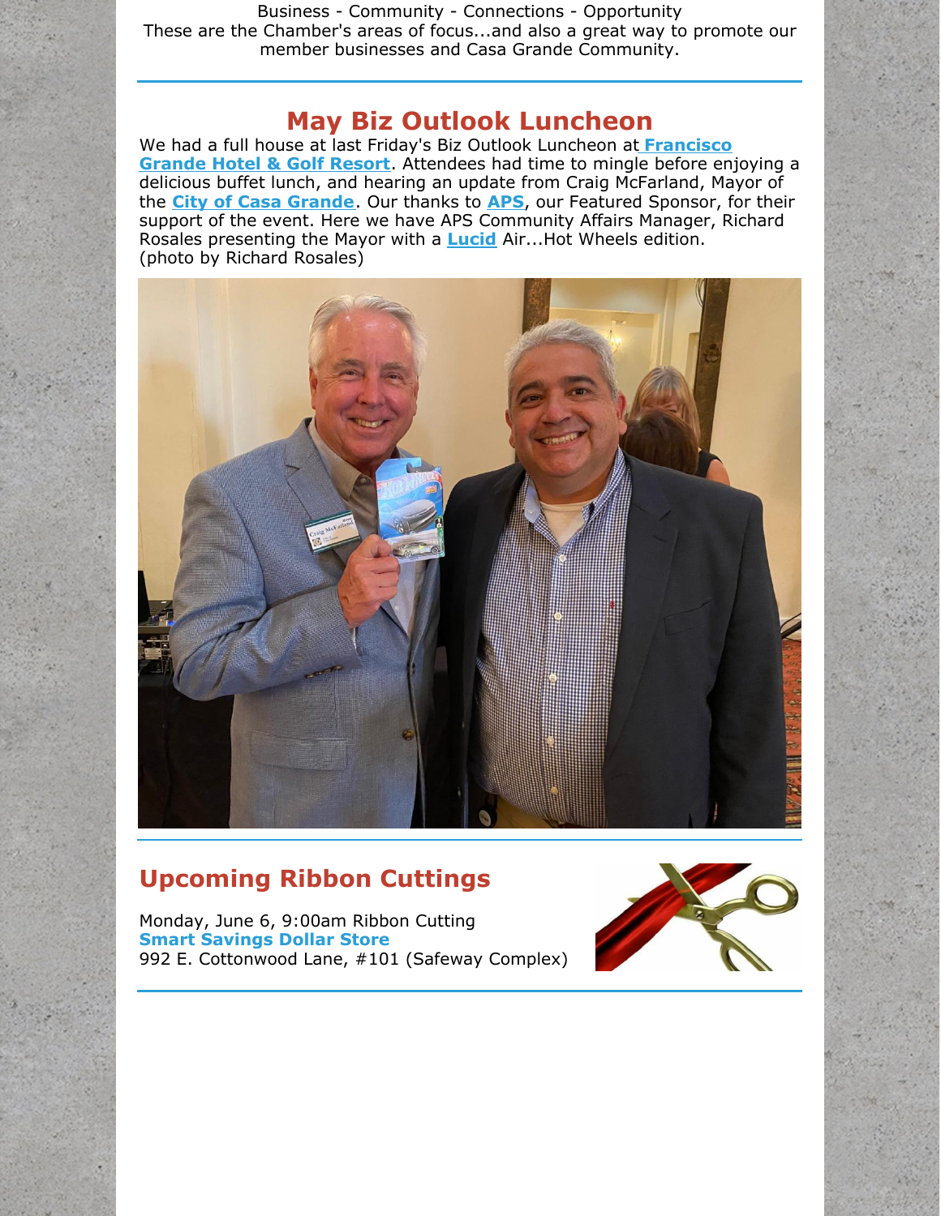Business - Community - Connections - Opportunity
These are the Chamber's areas of focus...and also a great way to promote our member businesses and Casa Grande Community.

## May Biz Outlook Luncheon

We had a full house at last Friday's Biz Outlook Luncheon at **Francisco Grande Hotel & Golf Resort**. Attendees had time to mingle before enjoying a delicious buffet lunch, and hearing an update from Craig McFarland, Mayor of the **City of Casa Grande**. Our thanks to **APS**, our Featured Sponsor, for their support of the event. Here we have APS Community Affairs Manager, Richard Rosales presenting the Mayor with a **Lucid** Air...Hot Wheels edition.
(photo by Richard Rosales)

## Upcoming Ribbon Cuttings

Monday, June 6, 9:00am Ribbon Cutting
**Smart Savings Dollar Store**
992 E. Cottonwood Lane, #101 (Safeway Complex)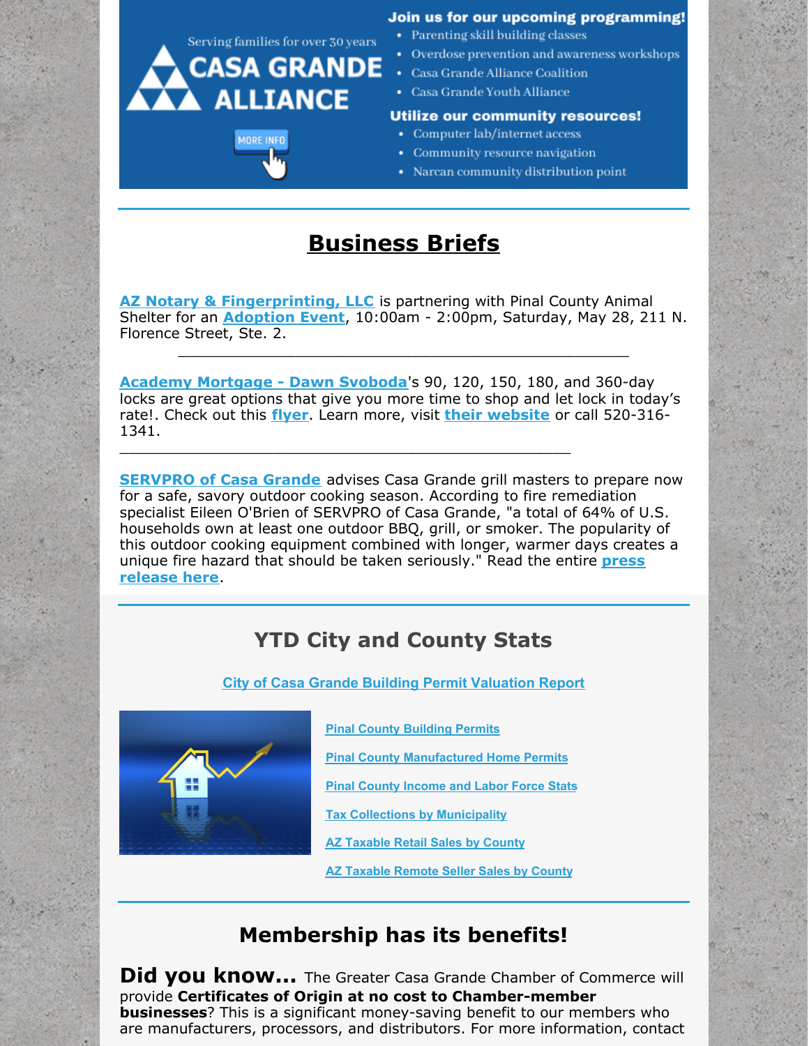Serving families for over 30 years

CASA GRANDE ALLIANCE

MORE INFO

**Join us for our upcoming programming!**

- Parenting skill building classes
- Overdose prevention and awareness workshops
- Casa Grande Alliance Coalition
- Casa Grande Youth Alliance

**Utilize our community resources!**

- Computer lab/internet access
- Community resource navigation
- Narcan community distribution point

---

# Business Briefs

**AZ Notary & Fingerprinting, LLC** is partnering with Pinal County Animal Shelter for an **Adoption Event**, 10:00am - 2:00pm, Saturday, May 28, 211 N. Florence Street, Ste. 2.

---

**Academy Mortgage - Dawn Svoboda**'s 90, 120, 150, 180, and 360-day locks are great options that give you more time to shop and let lock in today's rate!. Check out this **flyer**. Learn more, visit **their website** or call 520-316-1341.

---

**SERVPRO of Casa Grande** advises Casa Grande grill masters to prepare now for a safe, savory outdoor cooking season. According to fire remediation specialist Eileen O'Brien of SERVPRO of Casa Grande, "a total of 64% of U.S. households own at least one outdoor BBQ, grill, or smoker. The popularity of this outdoor cooking equipment combined with longer, warmer days creates a unique fire hazard that should be taken seriously." Read the entire **press release here**.

---

## YTD City and County Stats

City of Casa Grande Building Permit Valuation Report

- Pinal County Building Permits
- Pinal County Manufactured Home Permits
- Pinal County Income and Labor Force Stats
- Tax Collections by Municipality
- AZ Taxable Retail Sales by County
- AZ Taxable Remote Seller Sales by County

---

## Membership has its benefits!

**Did you know...** The Greater Casa Grande Chamber of Commerce will provide **Certificates of Origin at no cost to Chamber-member businesses**? This is a significant money-saving benefit to our members who are manufacturers, processors, and distributors. For more information, contact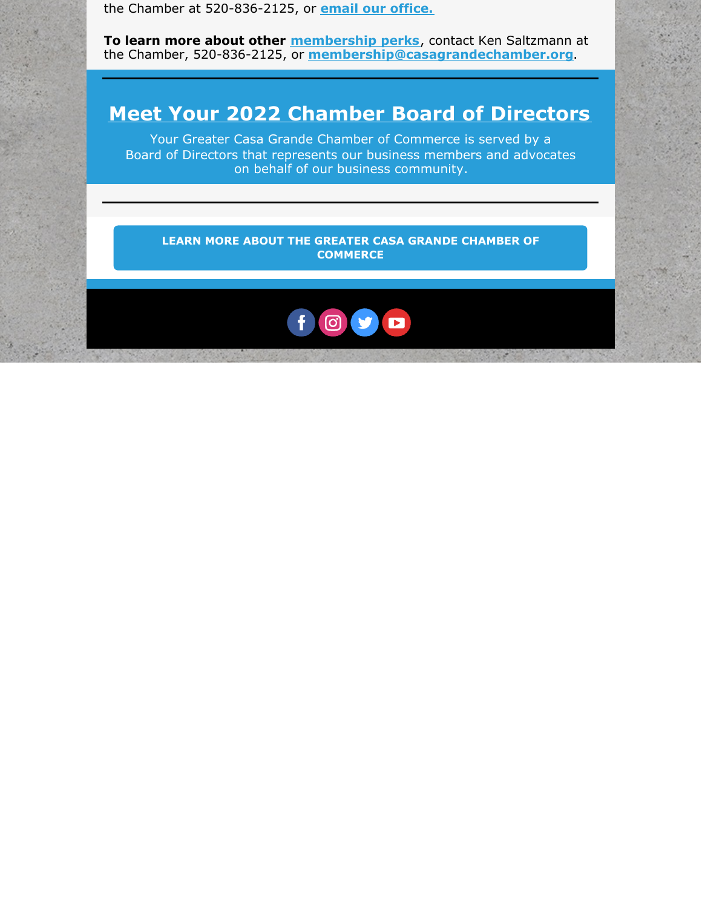the Chamber at 520-836-2125, or **email our office.**

**To learn more about other membership perks**, contact Ken Saltzmann at the Chamber, 520-836-2125, or **membership@casagrandechamber.org**.

---

## Meet Your 2022 Chamber Board of Directors

Your Greater Casa Grande Chamber of Commerce is served by a Board of Directors that represents our business members and advocates on behalf of our business community.

---

**LEARN MORE ABOUT THE GREATER CASA GRANDE CHAMBER OF COMMERCE**